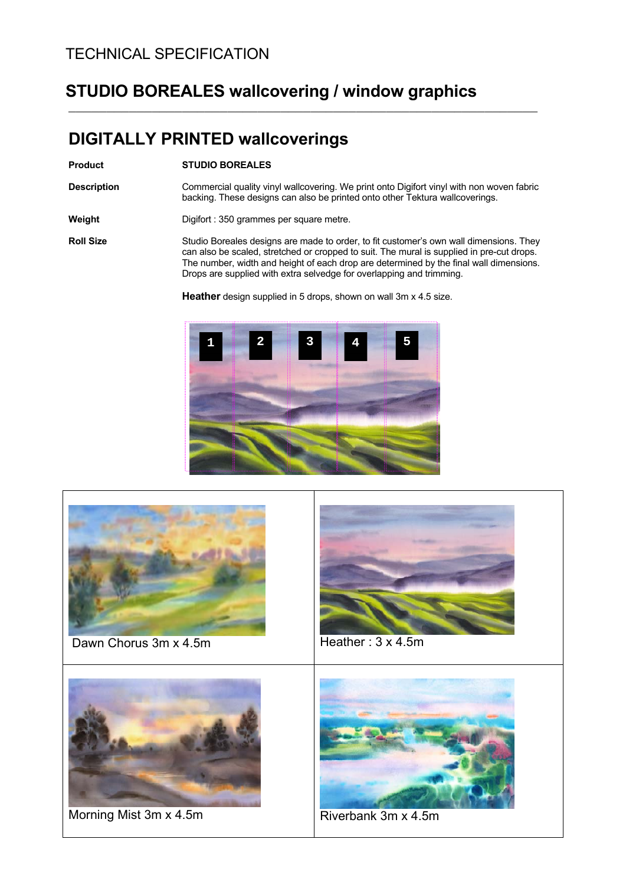TECHNICAL SPECIFICATION

# STUDIO BOREALES wallcovering / window graphics

## DIGITALLY PRINTED wallcoverings

| | |
|---|---|
| **Product** | **STUDIO BOREALES** |
| **Description** | Commercial quality vinyl wallcovering. We print onto Digifort vinyl with non woven fabric backing. These designs can also be printed onto other Tektura wallcoverings. |
| **Weight** | Digifort : 350 grammes per square metre. |
| **Roll Size** | Studio Boreales designs are made to order, to fit customer's own wall dimensions. They can also be scaled, stretched or cropped to suit. The mural is supplied in pre-cut drops. The number, width and height of each drop are determined by the final wall dimensions. Drops are supplied with extra selvedge for overlapping and trimming. |

**Heather** design supplied in 5 drops, shown on wall 3m x 4.5 size.

1 2 3 4 5

| | |
|---|---|
| Dawn Chorus 3m x 4.5m | Heather : 3 x 4.5m |
| Morning Mist 3m x 4.5m | Riverbank 3m x 4.5m |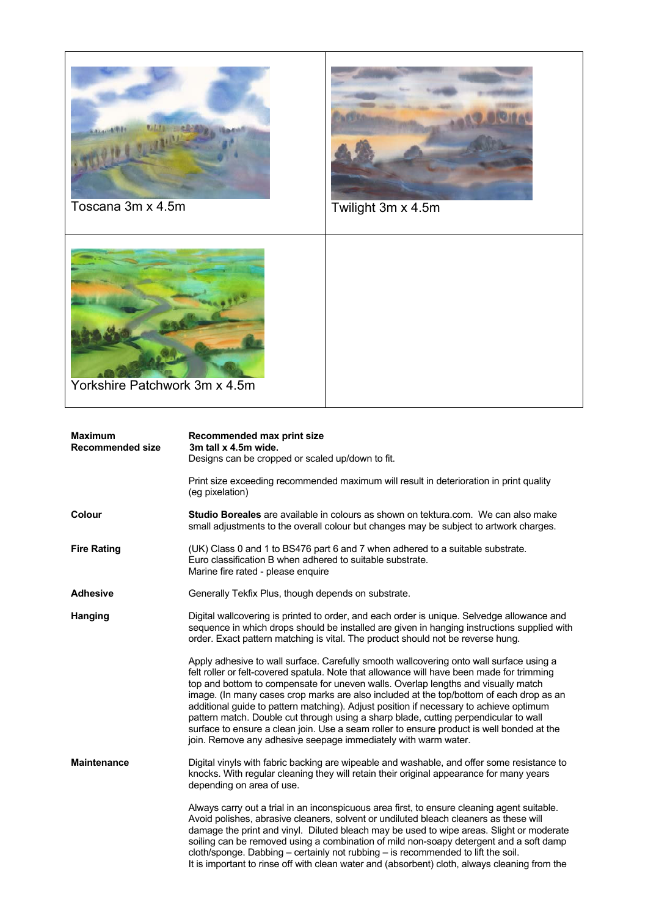Toscana 3m x 4.5m

Twilight 3m x 4.5m

Yorkshire Patchwork 3m x 4.5m

| | |
|---|---|
| **Maximum Recommended size** | **Recommended max print size** **3m tall x 4.5m wide.** Designs can be cropped or scaled up/down to fit. Print size exceeding recommended maximum will result in deterioration in print quality (eg pixelation) |
| **Colour** | **Studio Boreales** are available in colours as shown on tektura.com. We can also make small adjustments to the overall colour but changes may be subject to artwork charges. |
| **Fire Rating** | (UK) Class 0 and 1 to BS476 part 6 and 7 when adhered to a suitable substrate. Euro classification B when adhered to suitable substrate. Marine fire rated - please enquire |
| **Adhesive** | Generally Tekfix Plus, though depends on substrate. |
| **Hanging** | Digital wallcovering is printed to order, and each order is unique. Selvedge allowance and sequence in which drops should be installed are given in hanging instructions supplied with order. Exact pattern matching is vital. The product should not be reverse hung. Apply adhesive to wall surface. Carefully smooth wallcovering onto wall surface using a felt roller or felt-covered spatula. Note that allowance will have been made for trimming top and bottom to compensate for uneven walls. Overlap lengths and visually match image. (In many cases crop marks are also included at the top/bottom of each drop as an additional guide to pattern matching). Adjust position if necessary to achieve optimum pattern match. Double cut through using a sharp blade, cutting perpendicular to wall surface to ensure a clean join. Use a seam roller to ensure product is well bonded at the join. Remove any adhesive seepage immediately with warm water. |
| **Maintenance** | Digital vinyls with fabric backing are wipeable and washable, and offer some resistance to knocks. With regular cleaning they will retain their original appearance for many years depending on area of use. Always carry out a trial in an inconspicuous area first, to ensure cleaning agent suitable. Avoid polishes, abrasive cleaners, solvent or undiluted bleach cleaners as these will damage the print and vinyl. Diluted bleach may be used to wipe areas. Slight or moderate soiling can be removed using a combination of mild non-soapy detergent and a soft damp cloth/sponge. Dabbing – certainly not rubbing – is recommended to lift the soil. It is important to rinse off with clean water and (absorbent) cloth, always cleaning from the |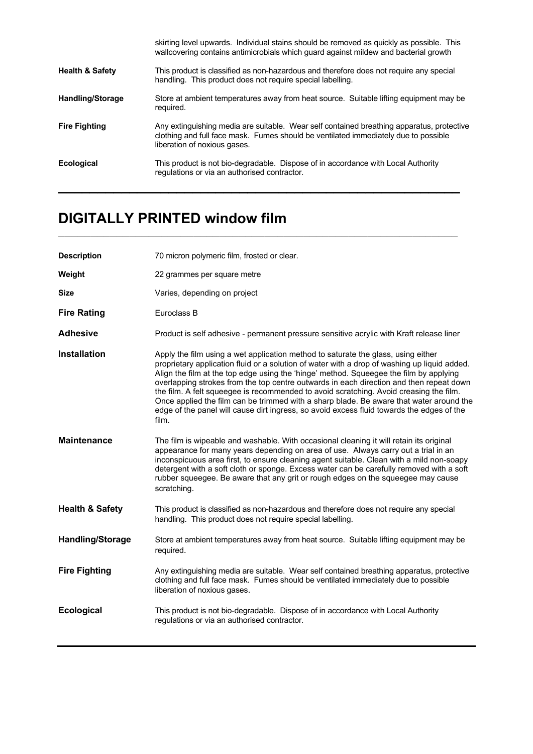skirting level upwards. Individual stains should be removed as quickly as possible. This wallcovering contains antimicrobials which guard against mildew and bacterial growth

**Health & Safety** This product is classified as non-hazardous and therefore does not require any special handling. This product does not require special labelling.

**Handling/Storage** Store at ambient temperatures away from heat source. Suitable lifting equipment may be required.

**Fire Fighting** Any extinguishing media are suitable. Wear self contained breathing apparatus, protective clothing and full face mask. Fumes should be ventilated immediately due to possible liberation of noxious gases.

**Ecological** This product is not bio-degradable. Dispose of in accordance with Local Authority regulations or via an authorised contractor.

---

## DIGITALLY PRINTED window film

---

**Description** 70 micron polymeric film, frosted or clear.

**Weight** 22 grammes per square metre

**Size** Varies, depending on project

**Fire Rating** Euroclass B

**Adhesive** Product is self adhesive - permanent pressure sensitive acrylic with Kraft release liner

**Installation** Apply the film using a wet application method to saturate the glass, using either proprietary application fluid or a solution of water with a drop of washing up liquid added. Align the film at the top edge using the 'hinge' method. Squeegee the film by applying overlapping strokes from the top centre outwards in each direction and then repeat down the film. A felt squeegee is recommended to avoid scratching. Avoid creasing the film. Once applied the film can be trimmed with a sharp blade. Be aware that water around the edge of the panel will cause dirt ingress, so avoid excess fluid towards the edges of the film.

**Maintenance** The film is wipeable and washable. With occasional cleaning it will retain its original appearance for many years depending on area of use. Always carry out a trial in an inconspicuous area first, to ensure cleaning agent suitable. Clean with a mild non-soapy detergent with a soft cloth or sponge. Excess water can be carefully removed with a soft rubber squeegee. Be aware that any grit or rough edges on the squeegee may cause scratching.

**Health & Safety** This product is classified as non-hazardous and therefore does not require any special handling. This product does not require special labelling.

**Handling/Storage** Store at ambient temperatures away from heat source. Suitable lifting equipment may be required.

**Fire Fighting** Any extinguishing media are suitable. Wear self contained breathing apparatus, protective clothing and full face mask. Fumes should be ventilated immediately due to possible liberation of noxious gases.

**Ecological** This product is not bio-degradable. Dispose of in accordance with Local Authority regulations or via an authorised contractor.

---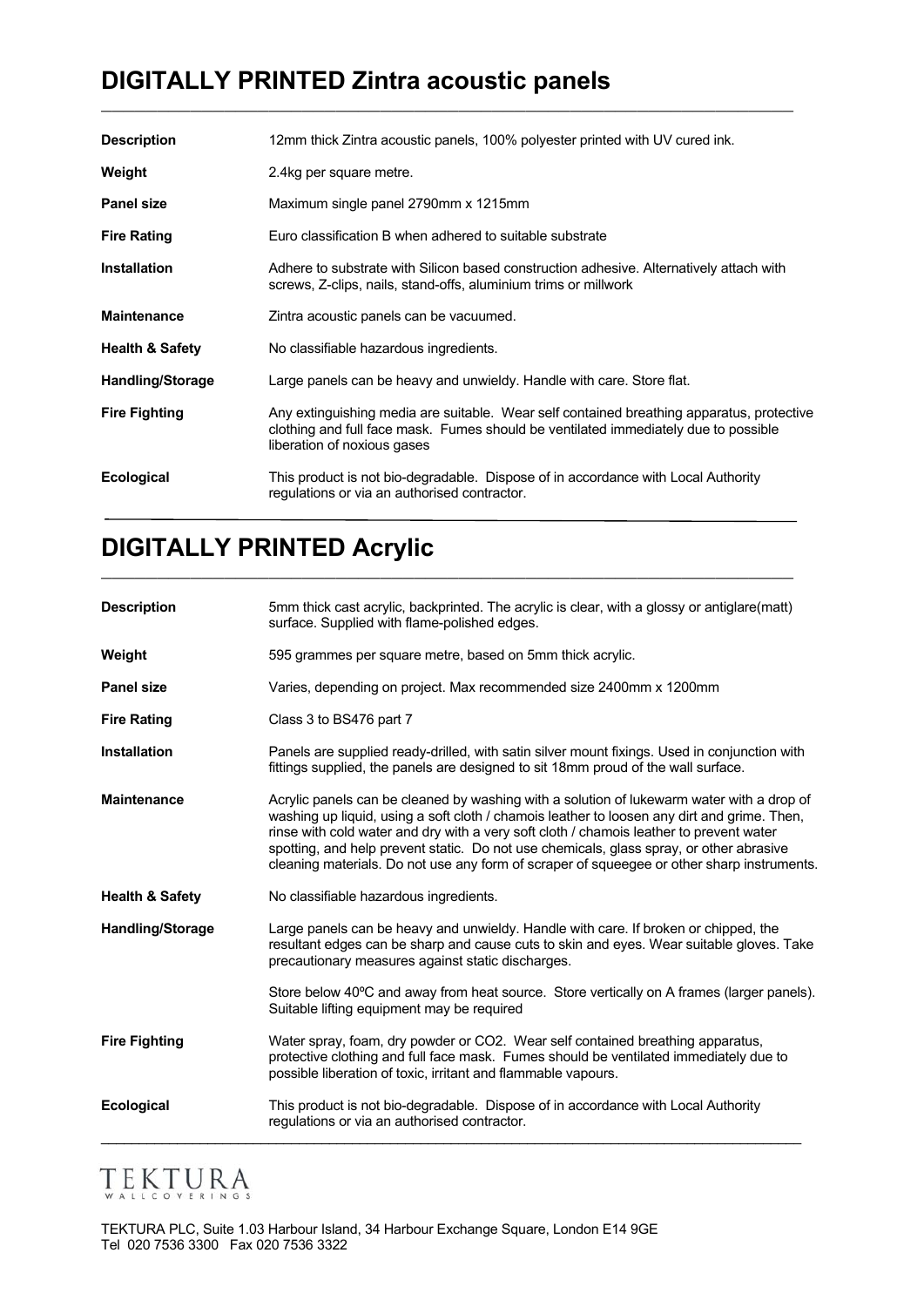## DIGITALLY PRINTED Zintra acoustic panels

| | |
|---|---|
| **Description** | 12mm thick Zintra acoustic panels, 100% polyester printed with UV cured ink. |
| **Weight** | 2.4kg per square metre. |
| **Panel size** | Maximum single panel 2790mm x 1215mm |
| **Fire Rating** | Euro classification B when adhered to suitable substrate |
| **Installation** | Adhere to substrate with Silicon based construction adhesive. Alternatively attach with screws, Z-clips, nails, stand-offs, aluminium trims or millwork |
| **Maintenance** | Zintra acoustic panels can be vacuumed. |
| **Health & Safety** | No classifiable hazardous ingredients. |
| **Handling/Storage** | Large panels can be heavy and unwieldy. Handle with care. Store flat. |
| **Fire Fighting** | Any extinguishing media are suitable. Wear self contained breathing apparatus, protective clothing and full face mask. Fumes should be ventilated immediately due to possible liberation of noxious gases |
| **Ecological** | This product is not bio-degradable. Dispose of in accordance with Local Authority regulations or via an authorised contractor. |

## DIGITALLY PRINTED Acrylic

| | |
|---|---|
| **Description** | 5mm thick cast acrylic, backprinted. The acrylic is clear, with a glossy or antiglare(matt) surface. Supplied with flame-polished edges. |
| **Weight** | 595 grammes per square metre, based on 5mm thick acrylic. |
| **Panel size** | Varies, depending on project. Max recommended size 2400mm x 1200mm |
| **Fire Rating** | Class 3 to BS476 part 7 |
| **Installation** | Panels are supplied ready-drilled, with satin silver mount fixings. Used in conjunction with fittings supplied, the panels are designed to sit 18mm proud of the wall surface. |
| **Maintenance** | Acrylic panels can be cleaned by washing with a solution of lukewarm water with a drop of washing up liquid, using a soft cloth / chamois leather to loosen any dirt and grime. Then, rinse with cold water and dry with a very soft cloth / chamois leather to prevent water spotting, and help prevent static. Do not use chemicals, glass spray, or other abrasive cleaning materials. Do not use any form of scraper of squeegee or other sharp instruments. |
| **Health & Safety** | No classifiable hazardous ingredients. |
| **Handling/Storage** | Large panels can be heavy and unwieldy. Handle with care. If broken or chipped, the resultant edges can be sharp and cause cuts to skin and eyes. Wear suitable gloves. Take precautionary measures against static discharges.<br><br>Store below 40ºC and away from heat source. Store vertically on A frames (larger panels). Suitable lifting equipment may be required |
| **Fire Fighting** | Water spray, foam, dry powder or CO2. Wear self contained breathing apparatus, protective clothing and full face mask. Fumes should be ventilated immediately due to possible liberation of toxic, irritant and flammable vapours. |
| **Ecological** | This product is not bio-degradable. Dispose of in accordance with Local Authority regulations or via an authorised contractor. |

TEKTURA
WALLCOVERINGS

TEKTURA PLC, Suite 1.03 Harbour Island, 34 Harbour Exchange Square, London E14 9GE
Tel 020 7536 3300 Fax 020 7536 3322